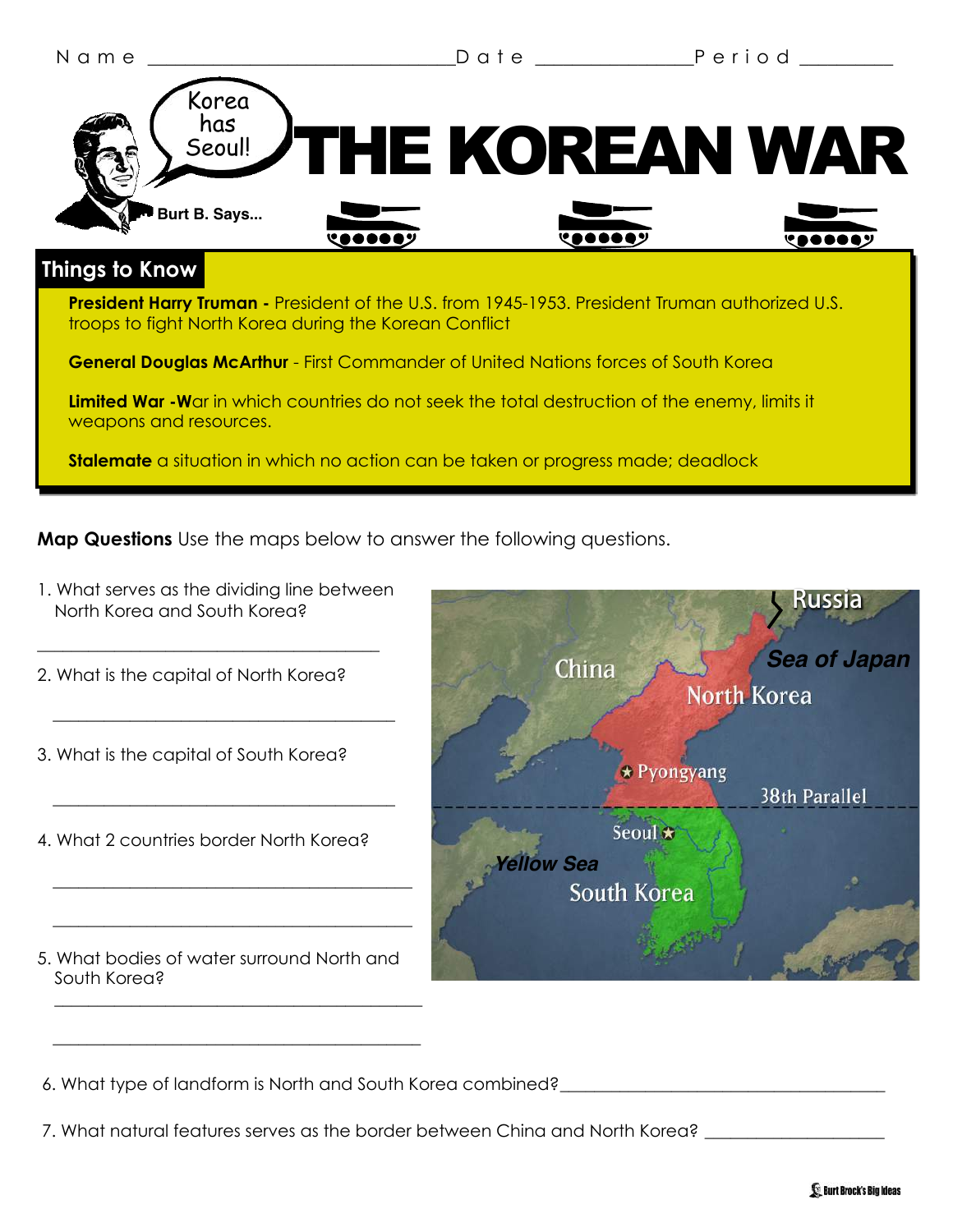Name ______________________________ Date ______________ Period _________

Korea has Seoul!

Burt B. Says...

# THE KOREAN WAR

## Things to Know

**President Harry Truman -** President of the U.S. from 1945-1953. President Truman authorized U.S. troops to fight North Korea during the Korean Conflict

**General Douglas McArthur** - First Commander of United Nations forces of South Korea

**Limited War -W**ar in which countries do not seek the total destruction of the enemy, limits it weapons and resources.

**Stalemate** a situation in which no action can be taken or progress made; deadlock

**Map Questions** Use the maps below to answer the following questions.

1. What serves as the dividing line between North Korea and South Korea?

_______________________________________

2. What is the capital of North Korea?

_______________________________________

3. What is the capital of South Korea?

_______________________________________

4. What 2 countries border North Korea?

_______________________________________

_______________________________________

5. What bodies of water surround North and South Korea?

_______________________________________

_______________________________________

Russia, Sea of Japan, China, North Korea, Pyongyang, 38th Parallel, Seoul, Yellow Sea, South Korea

6. What type of landform is North and South Korea combined?_______________________________

7. What natural features serves as the border between China and North Korea? ________________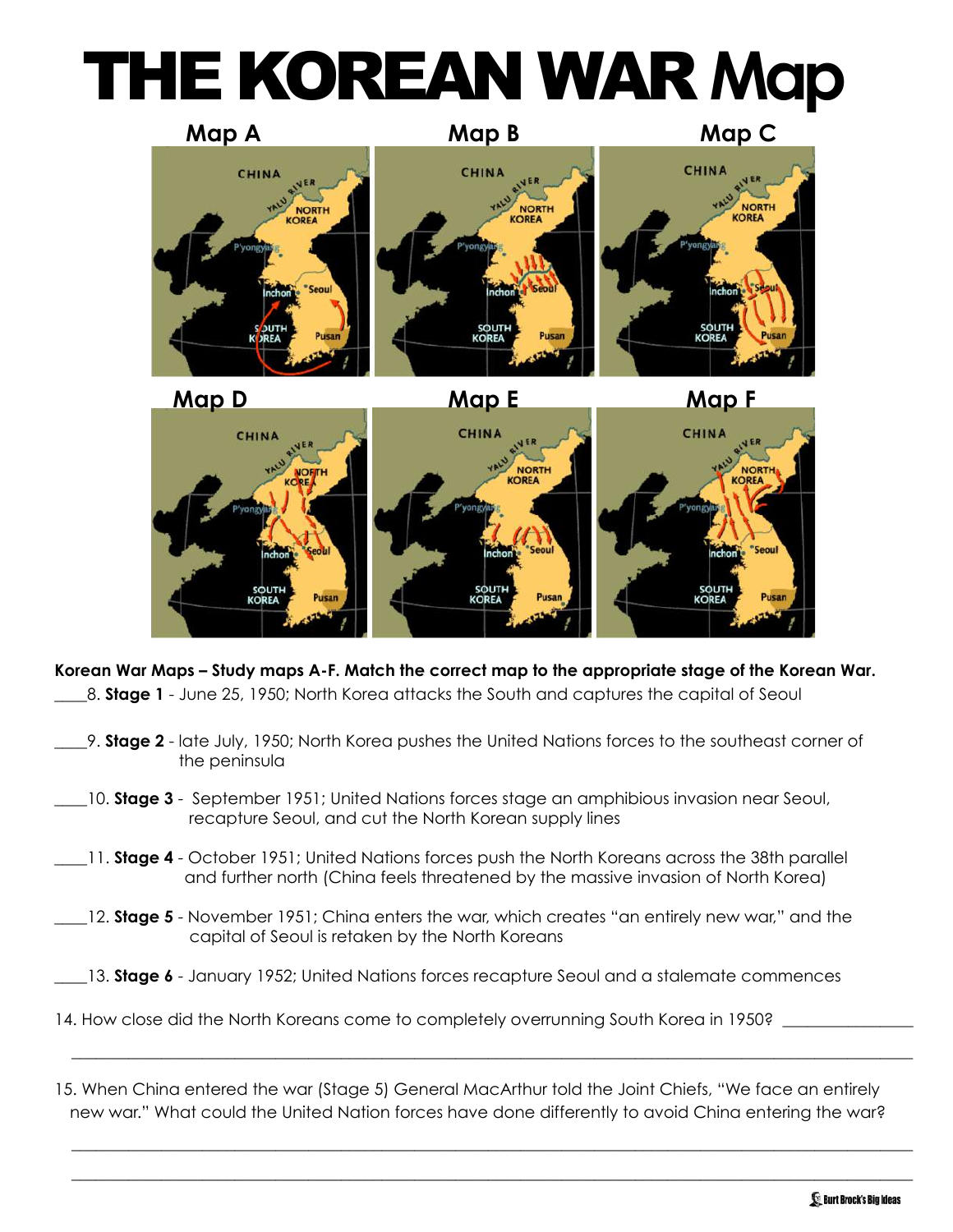# THE KOREAN WAR Map

Map A

CHINA
YALU RIVER
NORTH KOREA
P'yongyang
Inchon
Seoul
SOUTH KOREA
Pusan

Map B

CHINA
YALU RIVER
NORTH KOREA
P'yongyang
Inchon
Seoul
SOUTH KOREA
Pusan

Map C

CHINA
YALU RIVER
NORTH KOREA
P'yongyang
Inchon
Seoul
SOUTH KOREA
Pusan

Map D

CHINA
YALU RIVER
NORTH KOREA
P'yongyang
Inchon
Seoul
SOUTH KOREA
Pusan

Map E

CHINA
YALU RIVER
NORTH KOREA
P'yongyang
Inchon
Seoul
SOUTH KOREA
Pusan

Map F

CHINA
YALU RIVER
NORTH KOREA
P'yongyang
Inchon
Seoul
SOUTH KOREA
Pusan

**Korean War Maps – Study maps A-F. Match the correct map to the appropriate stage of the Korean War.**

____8. **Stage 1** - June 25, 1950; North Korea attacks the South and captures the capital of Seoul

____9. **Stage 2** - late July, 1950; North Korea pushes the United Nations forces to the southeast corner of the peninsula

____10. **Stage 3** - September 1951; United Nations forces stage an amphibious invasion near Seoul, recapture Seoul, and cut the North Korean supply lines

____11. **Stage 4** - October 1951; United Nations forces push the North Koreans across the 38th parallel and further north (China feels threatened by the massive invasion of North Korea)

____12. **Stage 5** - November 1951; China enters the war, which creates "an entirely new war," and the capital of Seoul is retaken by the North Koreans

____13. **Stage 6** - January 1952; United Nations forces recapture Seoul and a stalemate commences

14. How close did the North Koreans come to completely overrunning South Korea in 1950? ________________

______________________________________________________________________________

15. When China entered the war (Stage 5) General MacArthur told the Joint Chiefs, "We face an entirely new war." What could the United Nation forces have done differently to avoid China entering the war?

______________________________________________________________________________

______________________________________________________________________________